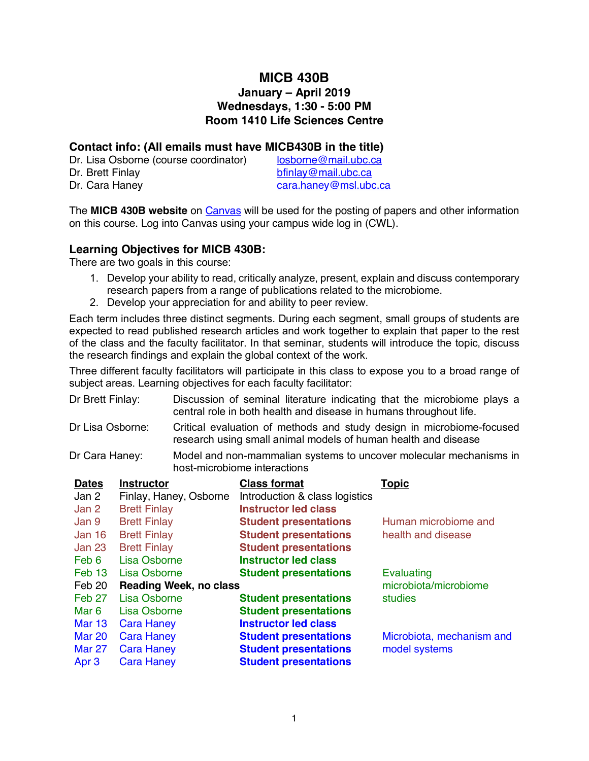# MICB 430B

**January – April 2019**
**Wednesdays, 1:30 - 5:00 PM**
**Room 1410 Life Sciences Centre**

## Contact info: (All emails must have MICB430B in the title)

| | |
|---|---|
| Dr. Lisa Osborne (course coordinator) | losborne@mail.ubc.ca |
| Dr. Brett Finlay | bfinlay@mail.ubc.ca |
| Dr. Cara Haney | cara.haney@msl.ubc.ca |

The **MICB 430B website** on Canvas will be used for the posting of papers and other information on this course. Log into Canvas using your campus wide log in (CWL).

## Learning Objectives for MICB 430B:

There are two goals in this course:

1. Develop your ability to read, critically analyze, present, explain and discuss contemporary research papers from a range of publications related to the microbiome.
2. Develop your appreciation for and ability to peer review.

Each term includes three distinct segments. During each segment, small groups of students are expected to read published research articles and work together to explain that paper to the rest of the class and the faculty facilitator. In that seminar, students will introduce the topic, discuss the research findings and explain the global context of the work.

Three different faculty facilitators will participate in this class to expose you to a broad range of subject areas. Learning objectives for each faculty facilitator:

| | |
|---|---|
| Dr Brett Finlay: | Discussion of seminal literature indicating that the microbiome plays a central role in both health and disease in humans throughout life. |
| Dr Lisa Osborne: | Critical evaluation of methods and study design in microbiome-focused research using small animal models of human health and disease |
| Dr Cara Haney: | Model and non-mammalian systems to uncover molecular mechanisms in host-microbiome interactions |

| Dates | Instructor | Class format | Topic |
|---|---|---|---|
| Jan 2 | Finlay, Haney, Osborne | Introduction & class logistics | |
| Jan 2 | Brett Finlay | **Instructor led class** | |
| Jan 9 | Brett Finlay | **Student presentations** | Human microbiome and |
| Jan 16 | Brett Finlay | **Student presentations** | health and disease |
| Jan 23 | Brett Finlay | **Student presentations** | |
| Feb 6 | Lisa Osborne | **Instructor led class** | |
| Feb 13 | Lisa Osborne | **Student presentations** | Evaluating |
| Feb 20 | **Reading Week, no class** | | microbiota/microbiome |
| Feb 27 | Lisa Osborne | **Student presentations** | studies |
| Mar 6 | Lisa Osborne | **Student presentations** | |
| Mar 13 | Cara Haney | **Instructor led class** | |
| Mar 20 | Cara Haney | **Student presentations** | Microbiota, mechanism and |
| Mar 27 | Cara Haney | **Student presentations** | model systems |
| Apr 3 | Cara Haney | **Student presentations** | |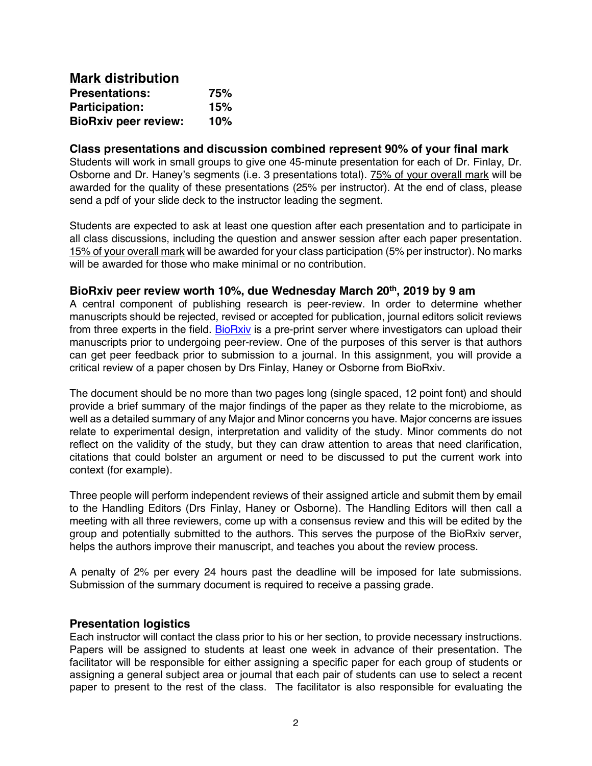## Mark distribution

| | |
|---|---|
| **Presentations:** | **75%** |
| **Participation:** | **15%** |
| **BioRxiv peer review:** | **10%** |

### Class presentations and discussion combined represent 90% of your final mark

Students will work in small groups to give one 45-minute presentation for each of Dr. Finlay, Dr. Osborne and Dr. Haney's segments (i.e. 3 presentations total). 75% of your overall mark will be awarded for the quality of these presentations (25% per instructor). At the end of class, please send a pdf of your slide deck to the instructor leading the segment.

Students are expected to ask at least one question after each presentation and to participate in all class discussions, including the question and answer session after each paper presentation. 15% of your overall mark will be awarded for your class participation (5% per instructor). No marks will be awarded for those who make minimal or no contribution.

### BioRxiv peer review worth 10%, due Wednesday March 20th, 2019 by 9 am

A central component of publishing research is peer-review. In order to determine whether manuscripts should be rejected, revised or accepted for publication, journal editors solicit reviews from three experts in the field. BioRxiv is a pre-print server where investigators can upload their manuscripts prior to undergoing peer-review. One of the purposes of this server is that authors can get peer feedback prior to submission to a journal. In this assignment, you will provide a critical review of a paper chosen by Drs Finlay, Haney or Osborne from BioRxiv.

The document should be no more than two pages long (single spaced, 12 point font) and should provide a brief summary of the major findings of the paper as they relate to the microbiome, as well as a detailed summary of any Major and Minor concerns you have. Major concerns are issues relate to experimental design, interpretation and validity of the study. Minor comments do not reflect on the validity of the study, but they can draw attention to areas that need clarification, citations that could bolster an argument or need to be discussed to put the current work into context (for example).

Three people will perform independent reviews of their assigned article and submit them by email to the Handling Editors (Drs Finlay, Haney or Osborne). The Handling Editors will then call a meeting with all three reviewers, come up with a consensus review and this will be edited by the group and potentially submitted to the authors. This serves the purpose of the BioRxiv server, helps the authors improve their manuscript, and teaches you about the review process.

A penalty of 2% per every 24 hours past the deadline will be imposed for late submissions. Submission of the summary document is required to receive a passing grade.

### Presentation logistics

Each instructor will contact the class prior to his or her section, to provide necessary instructions. Papers will be assigned to students at least one week in advance of their presentation. The facilitator will be responsible for either assigning a specific paper for each group of students or assigning a general subject area or journal that each pair of students can use to select a recent paper to present to the rest of the class. The facilitator is also responsible for evaluating the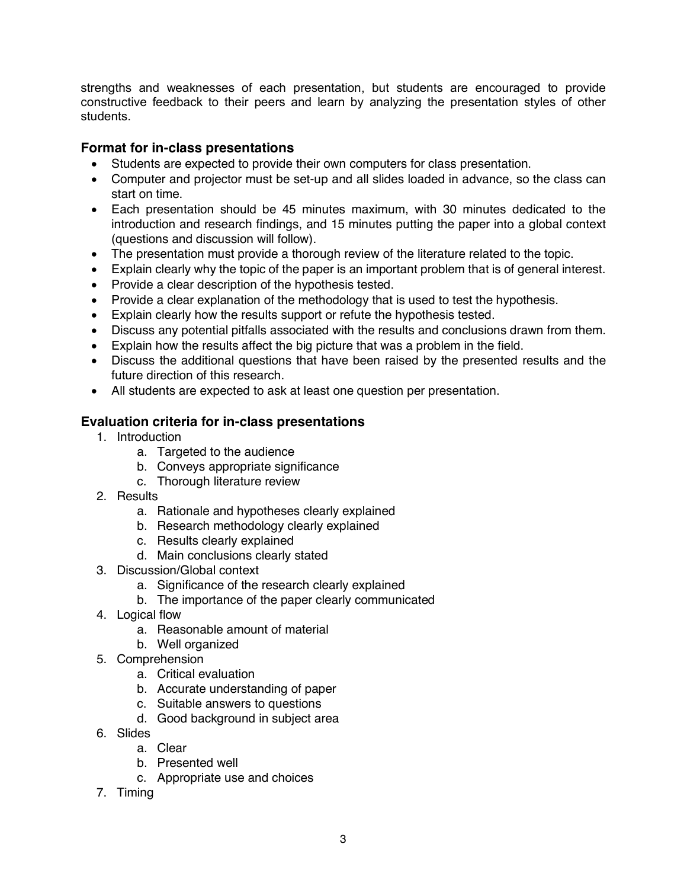strengths and weaknesses of each presentation, but students are encouraged to provide constructive feedback to their peers and learn by analyzing the presentation styles of other students.

### Format for in-class presentations

- Students are expected to provide their own computers for class presentation.
- Computer and projector must be set-up and all slides loaded in advance, so the class can start on time.
- Each presentation should be 45 minutes maximum, with 30 minutes dedicated to the introduction and research findings, and 15 minutes putting the paper into a global context (questions and discussion will follow).
- The presentation must provide a thorough review of the literature related to the topic.
- Explain clearly why the topic of the paper is an important problem that is of general interest.
- Provide a clear description of the hypothesis tested.
- Provide a clear explanation of the methodology that is used to test the hypothesis.
- Explain clearly how the results support or refute the hypothesis tested.
- Discuss any potential pitfalls associated with the results and conclusions drawn from them.
- Explain how the results affect the big picture that was a problem in the field.
- Discuss the additional questions that have been raised by the presented results and the future direction of this research.
- All students are expected to ask at least one question per presentation.

### Evaluation criteria for in-class presentations

1. Introduction
   a. Targeted to the audience
   b. Conveys appropriate significance
   c. Thorough literature review
2. Results
   a. Rationale and hypotheses clearly explained
   b. Research methodology clearly explained
   c. Results clearly explained
   d. Main conclusions clearly stated
3. Discussion/Global context
   a. Significance of the research clearly explained
   b. The importance of the paper clearly communicated
4. Logical flow
   a. Reasonable amount of material
   b. Well organized
5. Comprehension
   a. Critical evaluation
   b. Accurate understanding of paper
   c. Suitable answers to questions
   d. Good background in subject area
6. Slides
   a. Clear
   b. Presented well
   c. Appropriate use and choices
7. Timing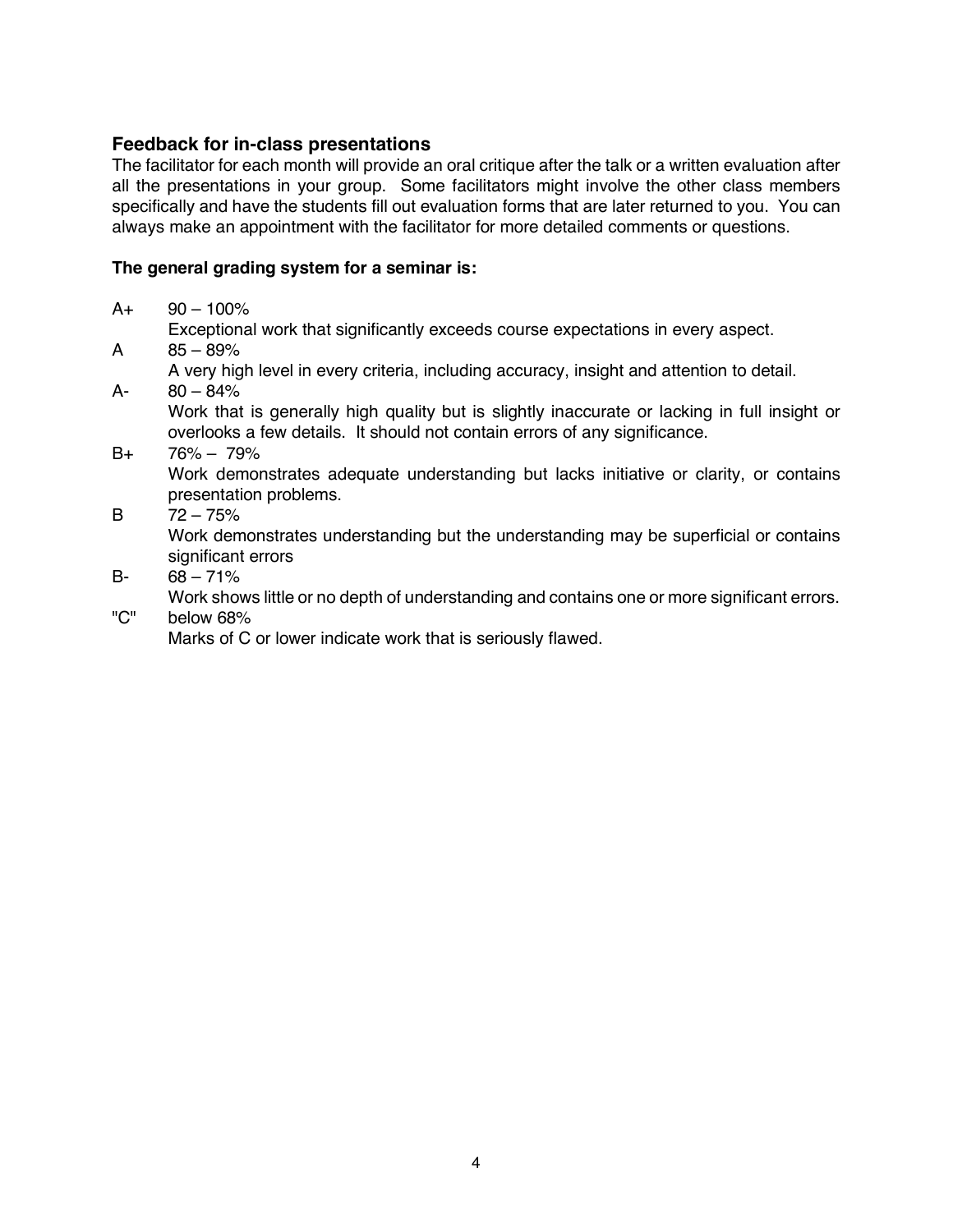### Feedback for in-class presentations

The facilitator for each month will provide an oral critique after the talk or a written evaluation after all the presentations in your group. Some facilitators might involve the other class members specifically and have the students fill out evaluation forms that are later returned to you. You can always make an appointment with the facilitator for more detailed comments or questions.

**The general grading system for a seminar is:**

A+ 90 – 100%
Exceptional work that significantly exceeds course expectations in every aspect.

A 85 – 89%
A very high level in every criteria, including accuracy, insight and attention to detail.

A- 80 – 84%
Work that is generally high quality but is slightly inaccurate or lacking in full insight or overlooks a few details. It should not contain errors of any significance.

B+ 76% – 79%
Work demonstrates adequate understanding but lacks initiative or clarity, or contains presentation problems.

B 72 – 75%
Work demonstrates understanding but the understanding may be superficial or contains significant errors

B- 68 – 71%
Work shows little or no depth of understanding and contains one or more significant errors.

"C" below 68%
Marks of C or lower indicate work that is seriously flawed.